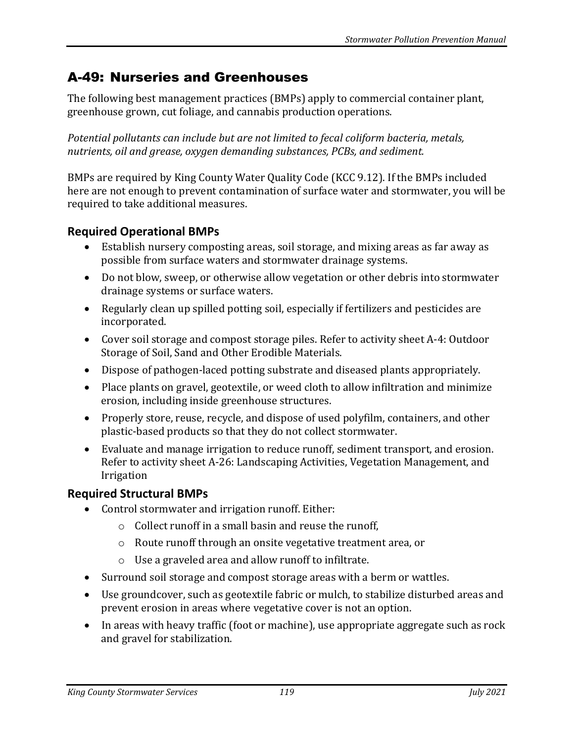# A-49: Nurseries and Greenhouses

The following best management practices (BMPs) apply to commercial container plant, greenhouse grown, cut foliage, and cannabis production operations.

*Potential pollutants can include but are not limited to fecal coliform bacteria, metals, nutrients, oil and grease, oxygen demanding substances, PCBs, and sediment.*

BMPs are required by King County Water Quality Code (KCC 9.12). If the BMPs included here are not enough to prevent contamination of surface water and stormwater, you will be required to take additional measures.

## Required Operational BMPs

- Establish nursery composting areas, soil storage, and mixing areas as far away as possible from surface waters and stormwater drainage systems.
- Do not blow, sweep, or otherwise allow vegetation or other debris into stormwater drainage systems or surface waters.
- Regularly clean up spilled potting soil, especially if fertilizers and pesticides are incorporated.
- Cover soil storage and compost storage piles. Refer to activity sheet A-4: Outdoor Storage of Soil, Sand and Other Erodible Materials.
- Dispose of pathogen-laced potting substrate and diseased plants appropriately.
- Place plants on gravel, geotextile, or weed cloth to allow infiltration and minimize erosion, including inside greenhouse structures.
- Properly store, reuse, recycle, and dispose of used polyfilm, containers, and other plastic-based products so that they do not collect stormwater.
- Evaluate and manage irrigation to reduce runoff, sediment transport, and erosion. Refer to activity sheet A-26: Landscaping Activities, Vegetation Management, and Irrigation

## Required Structural BMPs

- Control stormwater and irrigation runoff. Either:
  - Collect runoff in a small basin and reuse the runoff,
  - Route runoff through an onsite vegetative treatment area, or
  - Use a graveled area and allow runoff to infiltrate.
- Surround soil storage and compost storage areas with a berm or wattles.
- Use groundcover, such as geotextile fabric or mulch, to stabilize disturbed areas and prevent erosion in areas where vegetative cover is not an option.
- In areas with heavy traffic (foot or machine), use appropriate aggregate such as rock and gravel for stabilization.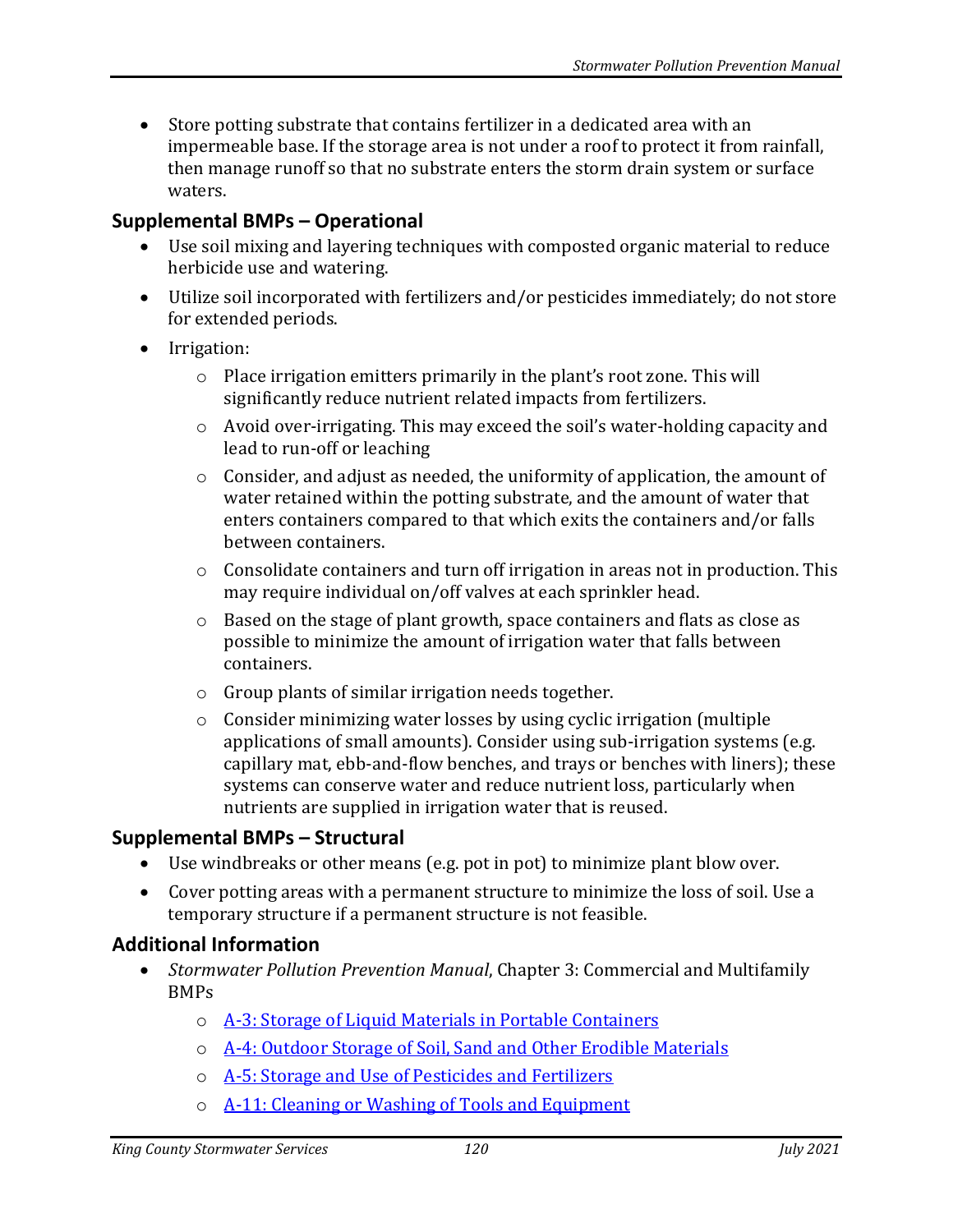- Store potting substrate that contains fertilizer in a dedicated area with an impermeable base. If the storage area is not under a roof to protect it from rainfall, then manage runoff so that no substrate enters the storm drain system or surface waters.

### Supplemental BMPs – Operational

- Use soil mixing and layering techniques with composted organic material to reduce herbicide use and watering.
- Utilize soil incorporated with fertilizers and/or pesticides immediately; do not store for extended periods.
- Irrigation:
    - Place irrigation emitters primarily in the plant's root zone. This will significantly reduce nutrient related impacts from fertilizers.
    - Avoid over-irrigating. This may exceed the soil's water-holding capacity and lead to run-off or leaching
    - Consider, and adjust as needed, the uniformity of application, the amount of water retained within the potting substrate, and the amount of water that enters containers compared to that which exits the containers and/or falls between containers.
    - Consolidate containers and turn off irrigation in areas not in production. This may require individual on/off valves at each sprinkler head.
    - Based on the stage of plant growth, space containers and flats as close as possible to minimize the amount of irrigation water that falls between containers.
    - Group plants of similar irrigation needs together.
    - Consider minimizing water losses by using cyclic irrigation (multiple applications of small amounts). Consider using sub-irrigation systems (e.g. capillary mat, ebb-and-flow benches, and trays or benches with liners); these systems can conserve water and reduce nutrient loss, particularly when nutrients are supplied in irrigation water that is reused.

### Supplemental BMPs – Structural

- Use windbreaks or other means (e.g. pot in pot) to minimize plant blow over.
- Cover potting areas with a permanent structure to minimize the loss of soil. Use a temporary structure if a permanent structure is not feasible.

### Additional Information

- *Stormwater Pollution Prevention Manual*, Chapter 3: Commercial and Multifamily BMPs
    - A-3: Storage of Liquid Materials in Portable Containers
    - A-4: Outdoor Storage of Soil, Sand and Other Erodible Materials
    - A-5: Storage and Use of Pesticides and Fertilizers
    - A-11: Cleaning or Washing of Tools and Equipment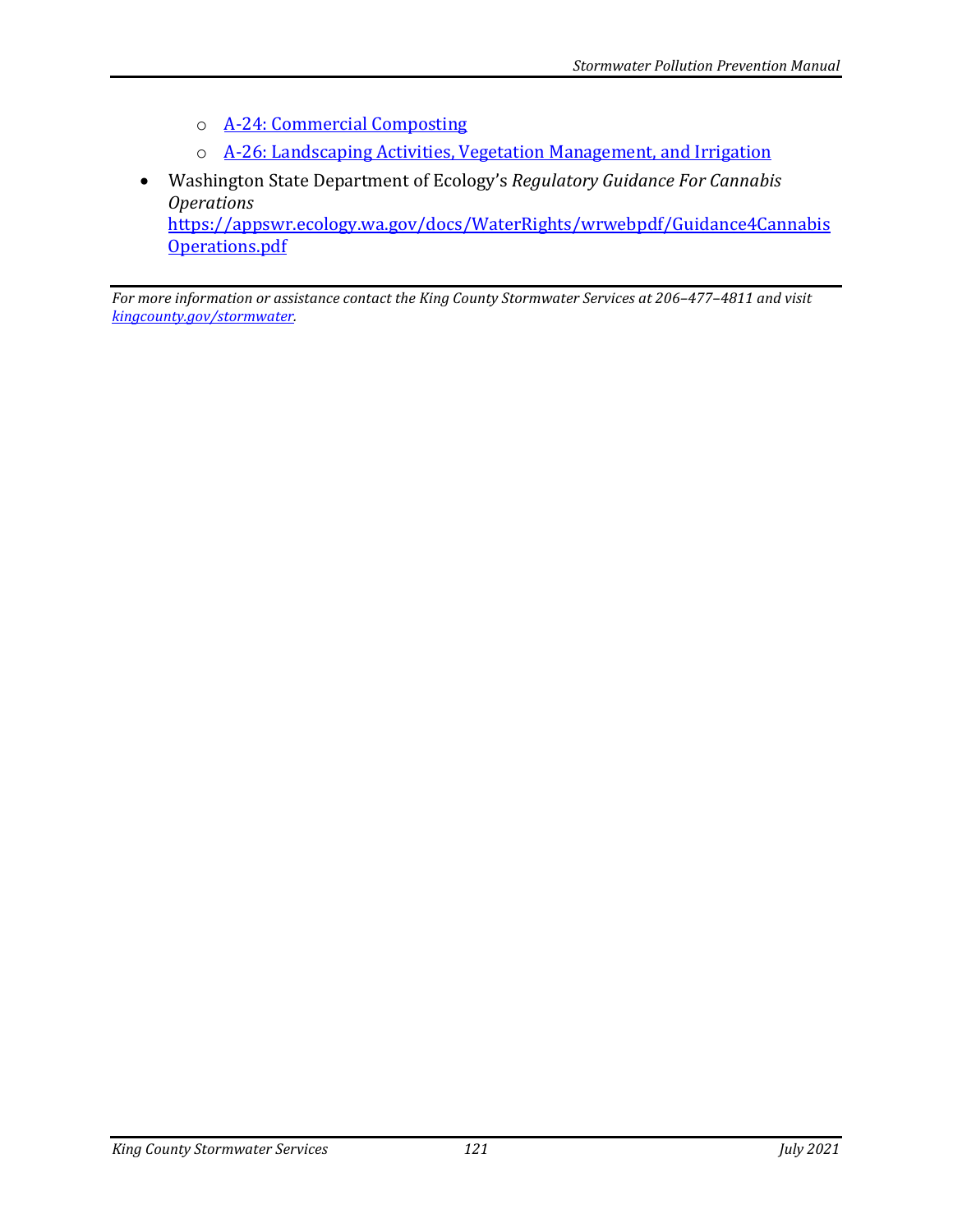- A-24: Commercial Composting
  - A-26: Landscaping Activities, Vegetation Management, and Irrigation
- Washington State Department of Ecology's *Regulatory Guidance For Cannabis Operations* https://appswr.ecology.wa.gov/docs/WaterRights/wrwebpdf/Guidance4CannabisOperations.pdf

---

*For more information or assistance contact the King County Stormwater Services at 206–477–4811 and visit kingcounty.gov/stormwater.*